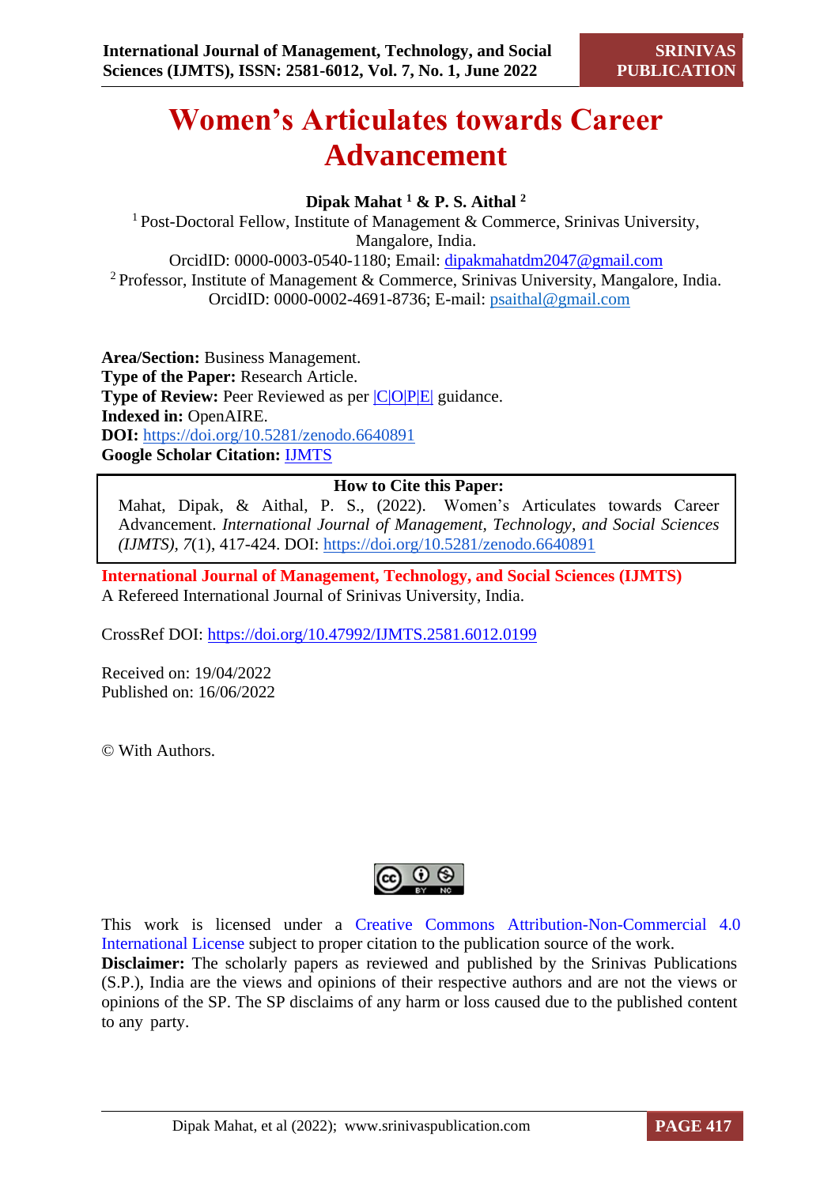# Women's Articulates towards Career Advancement

**Dipak Mahat [1] & P. S. Aithal [2]**

[1] Post-Doctoral Fellow, Institute of Management & Commerce, Srinivas University, Mangalore, India.
OrcidID: 0000-0003-0540-1180; Email: dipakmahatdm2047@gmail.com
[2] Professor, Institute of Management & Commerce, Srinivas University, Mangalore, India.
OrcidID: 0000-0002-4691-8736; E-mail: psaithal@gmail.com

**Area/Section:** Business Management.
**Type of the Paper:** Research Article.
**Type of Review:** Peer Reviewed as per |C|O|P|E| guidance.
**Indexed in:** OpenAIRE.
**DOI:** https://doi.org/10.5281/zenodo.6640891
**Google Scholar Citation:** IJMTS

**How to Cite this Paper:**
Mahat, Dipak, & Aithal, P. S., (2022). Women's Articulates towards Career Advancement. *International Journal of Management, Technology, and Social Sciences (IJMTS), 7*(1), 417-424. DOI: https://doi.org/10.5281/zenodo.6640891

**International Journal of Management, Technology, and Social Sciences (IJMTS)**
A Refereed International Journal of Srinivas University, India.

CrossRef DOI: https://doi.org/10.47992/IJMTS.2581.6012.0199

Received on: 19/04/2022
Published on: 16/06/2022

© With Authors.

This work is licensed under a Creative Commons Attribution-Non-Commercial 4.0 International License subject to proper citation to the publication source of the work.
**Disclaimer:** The scholarly papers as reviewed and published by the Srinivas Publications (S.P.), India are the views and opinions of their respective authors and are not the views or opinions of the SP. The SP disclaims of any harm or loss caused due to the published content to any party.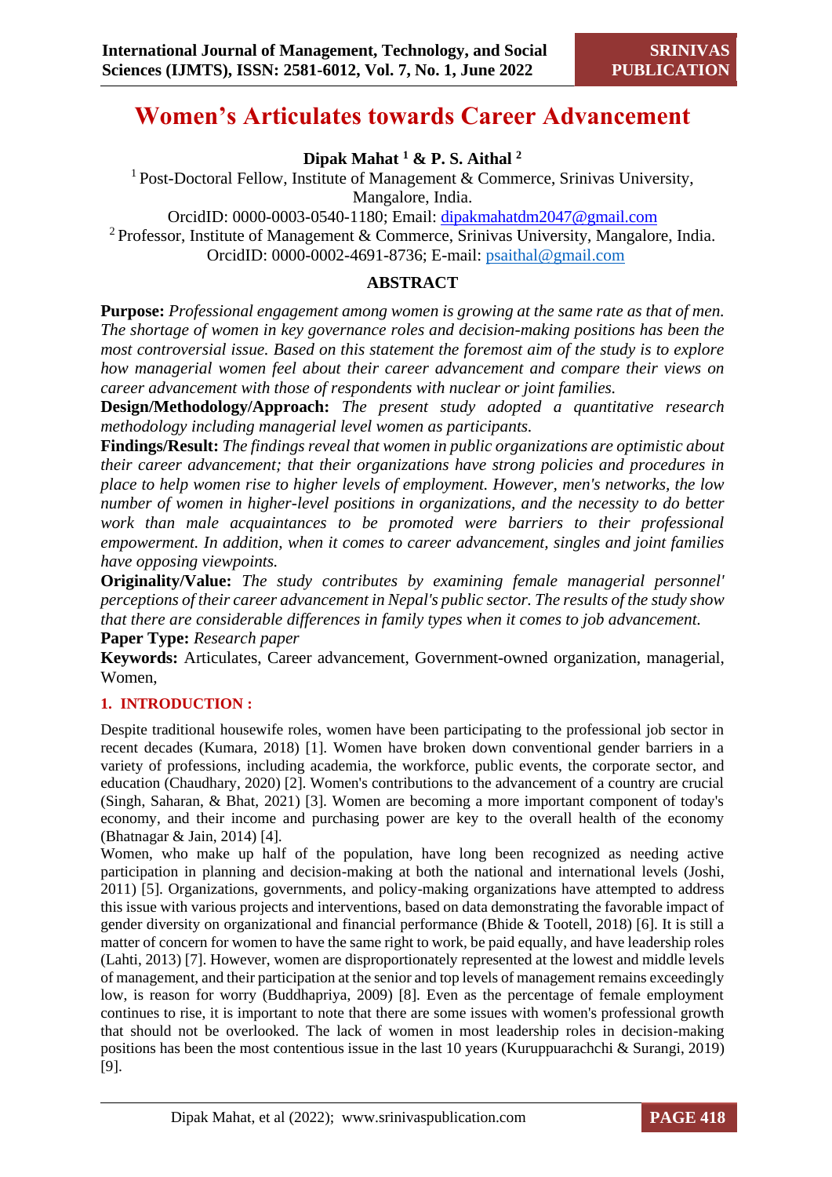# Women's Articulates towards Career Advancement

**Dipak Mahat [1] & P. S. Aithal [2]**

[1] Post-Doctoral Fellow, Institute of Management & Commerce, Srinivas University, Mangalore, India.
OrcidID: 0000-0003-0540-1180; Email: dipakmahatdm2047@gmail.com
[2] Professor, Institute of Management & Commerce, Srinivas University, Mangalore, India.
OrcidID: 0000-0002-4691-8736; E-mail: psaithal@gmail.com

## ABSTRACT

**Purpose:** *Professional engagement among women is growing at the same rate as that of men. The shortage of women in key governance roles and decision-making positions has been the most controversial issue. Based on this statement the foremost aim of the study is to explore how managerial women feel about their career advancement and compare their views on career advancement with those of respondents with nuclear or joint families.*

**Design/Methodology/Approach:** *The present study adopted a quantitative research methodology including managerial level women as participants.*

**Findings/Result:** *The findings reveal that women in public organizations are optimistic about their career advancement; that their organizations have strong policies and procedures in place to help women rise to higher levels of employment. However, men's networks, the low number of women in higher-level positions in organizations, and the necessity to do better work than male acquaintances to be promoted were barriers to their professional empowerment. In addition, when it comes to career advancement, singles and joint families have opposing viewpoints.*

**Originality/Value:** *The study contributes by examining female managerial personnel' perceptions of their career advancement in Nepal's public sector. The results of the study show that there are considerable differences in family types when it comes to job advancement.*

**Paper Type:** *Research paper*

**Keywords:** Articulates, Career advancement, Government-owned organization, managerial, Women,

## 1. INTRODUCTION :

Despite traditional housewife roles, women have been participating to the professional job sector in recent decades (Kumara, 2018) [1]. Women have broken down conventional gender barriers in a variety of professions, including academia, the workforce, public events, the corporate sector, and education (Chaudhary, 2020) [2]. Women's contributions to the advancement of a country are crucial (Singh, Saharan, & Bhat, 2021) [3]. Women are becoming a more important component of today's economy, and their income and purchasing power are key to the overall health of the economy (Bhatnagar & Jain, 2014) [4].

Women, who make up half of the population, have long been recognized as needing active participation in planning and decision-making at both the national and international levels (Joshi, 2011) [5]. Organizations, governments, and policy-making organizations have attempted to address this issue with various projects and interventions, based on data demonstrating the favorable impact of gender diversity on organizational and financial performance (Bhide & Tootell, 2018) [6]. It is still a matter of concern for women to have the same right to work, be paid equally, and have leadership roles (Lahti, 2013) [7]. However, women are disproportionately represented at the lowest and middle levels of management, and their participation at the senior and top levels of management remains exceedingly low, is reason for worry (Buddhapriya, 2009) [8]. Even as the percentage of female employment continues to rise, it is important to note that there are some issues with women's professional growth that should not be overlooked. The lack of women in most leadership roles in decision-making positions has been the most contentious issue in the last 10 years (Kuruppuarachchi & Surangi, 2019) [9].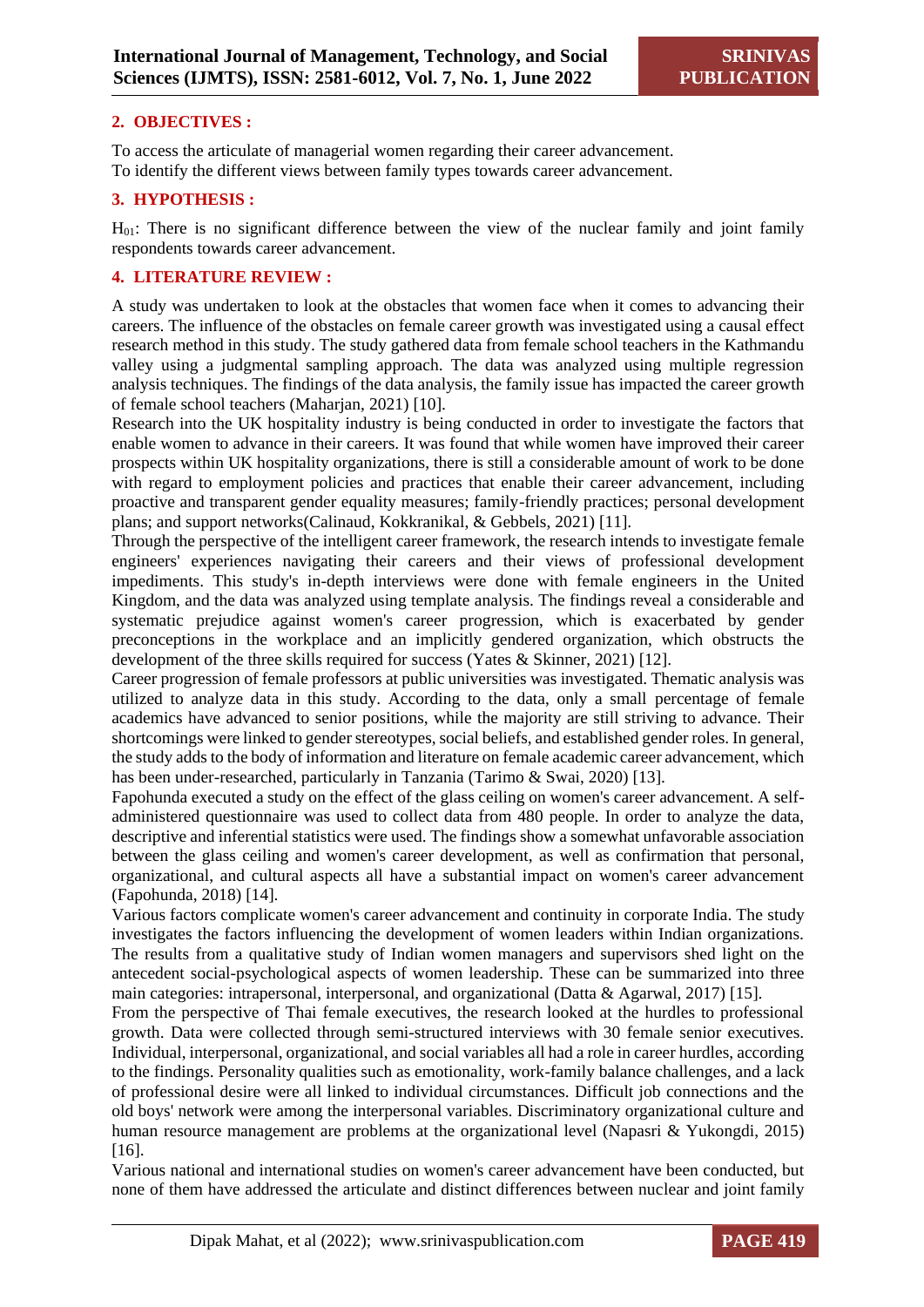## 2. OBJECTIVES :

To access the articulate of managerial women regarding their career advancement.
To identify the different views between family types towards career advancement.

## 3. HYPOTHESIS :

$H_{01}$: There is no significant difference between the view of the nuclear family and joint family respondents towards career advancement.

## 4. LITERATURE REVIEW :

A study was undertaken to look at the obstacles that women face when it comes to advancing their careers. The influence of the obstacles on female career growth was investigated using a causal effect research method in this study. The study gathered data from female school teachers in the Kathmandu valley using a judgmental sampling approach. The data was analyzed using multiple regression analysis techniques. The findings of the data analysis, the family issue has impacted the career growth of female school teachers (Maharjan, 2021) [10].

Research into the UK hospitality industry is being conducted in order to investigate the factors that enable women to advance in their careers. It was found that while women have improved their career prospects within UK hospitality organizations, there is still a considerable amount of work to be done with regard to employment policies and practices that enable their career advancement, including proactive and transparent gender equality measures; family-friendly practices; personal development plans; and support networks(Calinaud, Kokkranikal, & Gebbels, 2021) [11].

Through the perspective of the intelligent career framework, the research intends to investigate female engineers' experiences navigating their careers and their views of professional development impediments. This study's in-depth interviews were done with female engineers in the United Kingdom, and the data was analyzed using template analysis. The findings reveal a considerable and systematic prejudice against women's career progression, which is exacerbated by gender preconceptions in the workplace and an implicitly gendered organization, which obstructs the development of the three skills required for success (Yates & Skinner, 2021) [12].

Career progression of female professors at public universities was investigated. Thematic analysis was utilized to analyze data in this study. According to the data, only a small percentage of female academics have advanced to senior positions, while the majority are still striving to advance. Their shortcomings were linked to gender stereotypes, social beliefs, and established gender roles. In general, the study adds to the body of information and literature on female academic career advancement, which has been under-researched, particularly in Tanzania (Tarimo & Swai, 2020) [13].

Fapohunda executed a study on the effect of the glass ceiling on women's career advancement. A self-administered questionnaire was used to collect data from 480 people. In order to analyze the data, descriptive and inferential statistics were used. The findings show a somewhat unfavorable association between the glass ceiling and women's career development, as well as confirmation that personal, organizational, and cultural aspects all have a substantial impact on women's career advancement (Fapohunda, 2018) [14].

Various factors complicate women's career advancement and continuity in corporate India. The study investigates the factors influencing the development of women leaders within Indian organizations. The results from a qualitative study of Indian women managers and supervisors shed light on the antecedent social-psychological aspects of women leadership. These can be summarized into three main categories: intrapersonal, interpersonal, and organizational (Datta & Agarwal, 2017) [15].

From the perspective of Thai female executives, the research looked at the hurdles to professional growth. Data were collected through semi-structured interviews with 30 female senior executives. Individual, interpersonal, organizational, and social variables all had a role in career hurdles, according to the findings. Personality qualities such as emotionality, work-family balance challenges, and a lack of professional desire were all linked to individual circumstances. Difficult job connections and the old boys' network were among the interpersonal variables. Discriminatory organizational culture and human resource management are problems at the organizational level (Napasri & Yukongdi, 2015) [16].

Various national and international studies on women's career advancement have been conducted, but none of them have addressed the articulate and distinct differences between nuclear and joint family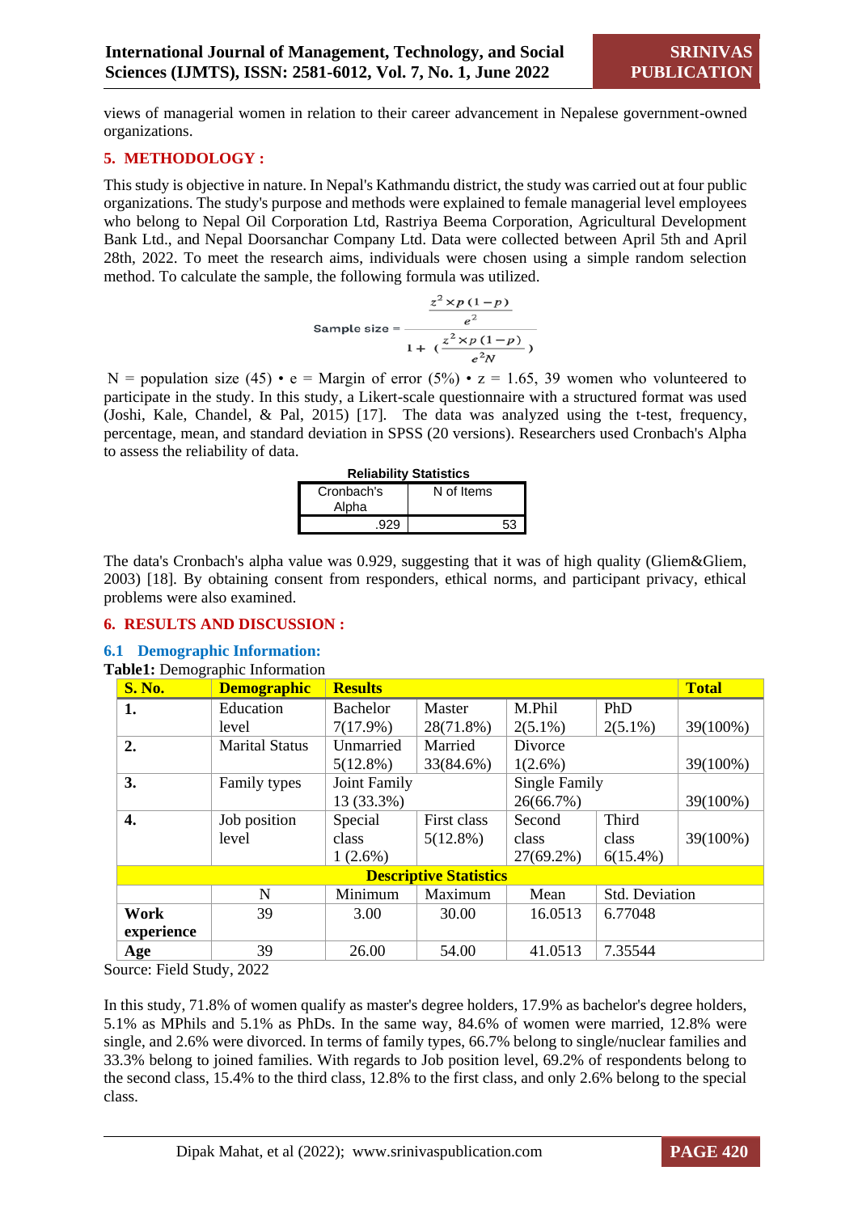views of managerial women in relation to their career advancement in Nepalese government-owned organizations.

## 5. METHODOLOGY :

This study is objective in nature. In Nepal's Kathmandu district, the study was carried out at four public organizations. The study's purpose and methods were explained to female managerial level employees who belong to Nepal Oil Corporation Ltd, Rastriya Beema Corporation, Agricultural Development Bank Ltd., and Nepal Doorsanchar Company Ltd. Data were collected between April 5th and April 28th, 2022. To meet the research aims, individuals were chosen using a simple random selection method. To calculate the sample, the following formula was utilized.

$$\text{Sample size} = \frac{\frac{z^2 \times p\,(1-p)}{e^2}}{1 + \left(\frac{z^2 \times p\,(1-p)}{e^2 N}\right)}$$

N = population size (45) • e = Margin of error (5%) • z = 1.65, 39 women who volunteered to participate in the study. In this study, a Likert-scale questionnaire with a structured format was used (Joshi, Kale, Chandel, & Pal, 2015) [17]. The data was analyzed using the t-test, frequency, percentage, mean, and standard deviation in SPSS (20 versions). Researchers used Cronbach's Alpha to assess the reliability of data.

**Reliability Statistics**

| Cronbach's Alpha | N of Items |
|---|---|
| .929 | 53 |

The data's Cronbach's alpha value was 0.929, suggesting that it was of high quality (Gliem&Gliem, 2003) [18]. By obtaining consent from responders, ethical norms, and participant privacy, ethical problems were also examined.

## 6. RESULTS AND DISCUSSION :

### 6.1 Demographic Information:

**Table1:** Demographic Information

| S. No. | Demographic | Results | | | | Total |
|---|---|---|---|---|---|---|
| 1. | Education level | Bachelor 7(17.9%) | Master 28(71.8%) | M.Phil 2(5.1%) | PhD 2(5.1%) | 39(100%) |
| 2. | Marital Status | Unmarried 5(12.8%) | Married 33(84.6%) | Divorce 1(2.6%) | | 39(100%) |
| 3. | Family types | Joint Family 13 (33.3%) | | Single Family 26(66.7%) | | 39(100%) |
| 4. | Job position level | Special class 1 (2.6%) | First class 5(12.8%) | Second class 27(69.2%) | Third class 6(15.4%) | 39(100%) |
| **Descriptive Statistics** | | | | | | |
| | N | Minimum | Maximum | Mean | Std. Deviation | |
| **Work experience** | 39 | 3.00 | 30.00 | 16.0513 | 6.77048 | |
| **Age** | 39 | 26.00 | 54.00 | 41.0513 | 7.35544 | |

Source: Field Study, 2022

In this study, 71.8% of women qualify as master's degree holders, 17.9% as bachelor's degree holders, 5.1% as MPhils and 5.1% as PhDs. In the same way, 84.6% of women were married, 12.8% were single, and 2.6% were divorced. In terms of family types, 66.7% belong to single/nuclear families and 33.3% belong to joined families. With regards to Job position level, 69.2% of respondents belong to the second class, 15.4% to the third class, 12.8% to the first class, and only 2.6% belong to the special class.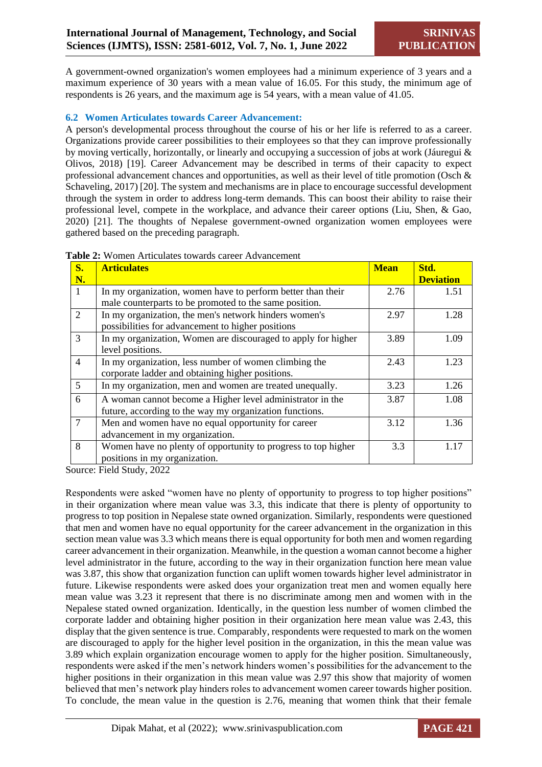A government-owned organization's women employees had a minimum experience of 3 years and a maximum experience of 30 years with a mean value of 16.05. For this study, the minimum age of respondents is 26 years, and the maximum age is 54 years, with a mean value of 41.05.

### 6.2 Women Articulates towards Career Advancement:

A person's developmental process throughout the course of his or her life is referred to as a career. Organizations provide career possibilities to their employees so that they can improve professionally by moving vertically, horizontally, or linearly and occupying a succession of jobs at work (Jáuregui & Olivos, 2018) [19]. Career Advancement may be described in terms of their capacity to expect professional advancement chances and opportunities, as well as their level of title promotion (Osch & Schaveling, 2017) [20]. The system and mechanisms are in place to encourage successful development through the system in order to address long-term demands. This can boost their ability to raise their professional level, compete in the workplace, and advance their career options (Liu, Shen, & Gao, 2020) [21]. The thoughts of Nepalese government-owned organization women employees were gathered based on the preceding paragraph.

**Table 2:** Women Articulates towards career Advancement

| S. N. | Articulates | Mean | Std. Deviation |
|---|---|---|---|
| 1 | In my organization, women have to perform better than their male counterparts to be promoted to the same position. | 2.76 | 1.51 |
| 2 | In my organization, the men's network hinders women's possibilities for advancement to higher positions | 2.97 | 1.28 |
| 3 | In my organization, Women are discouraged to apply for higher level positions. | 3.89 | 1.09 |
| 4 | In my organization, less number of women climbing the corporate ladder and obtaining higher positions. | 2.43 | 1.23 |
| 5 | In my organization, men and women are treated unequally. | 3.23 | 1.26 |
| 6 | A woman cannot become a Higher level administrator in the future, according to the way my organization functions. | 3.87 | 1.08 |
| 7 | Men and women have no equal opportunity for career advancement in my organization. | 3.12 | 1.36 |
| 8 | Women have no plenty of opportunity to progress to top higher positions in my organization. | 3.3 | 1.17 |

Source: Field Study, 2022

Respondents were asked "women have no plenty of opportunity to progress to top higher positions" in their organization where mean value was 3.3, this indicate that there is plenty of opportunity to progress to top position in Nepalese state owned organization. Similarly, respondents were questioned that men and women have no equal opportunity for the career advancement in the organization in this section mean value was 3.3 which means there is equal opportunity for both men and women regarding career advancement in their organization. Meanwhile, in the question a woman cannot become a higher level administrator in the future, according to the way in their organization function here mean value was 3.87, this show that organization function can uplift women towards higher level administrator in future. Likewise respondents were asked does your organization treat men and women equally here mean value was 3.23 it represent that there is no discriminate among men and women with in the Nepalese stated owned organization. Identically, in the question less number of women climbed the corporate ladder and obtaining higher position in their organization here mean value was 2.43, this display that the given sentence is true. Comparably, respondents were requested to mark on the women are discouraged to apply for the higher level position in the organization, in this the mean value was 3.89 which explain organization encourage women to apply for the higher position. Simultaneously, respondents were asked if the men's network hinders women's possibilities for the advancement to the higher positions in their organization in this mean value was 2.97 this show that majority of women believed that men's network play hinders roles to advancement women career towards higher position. To conclude, the mean value in the question is 2.76, meaning that women think that their female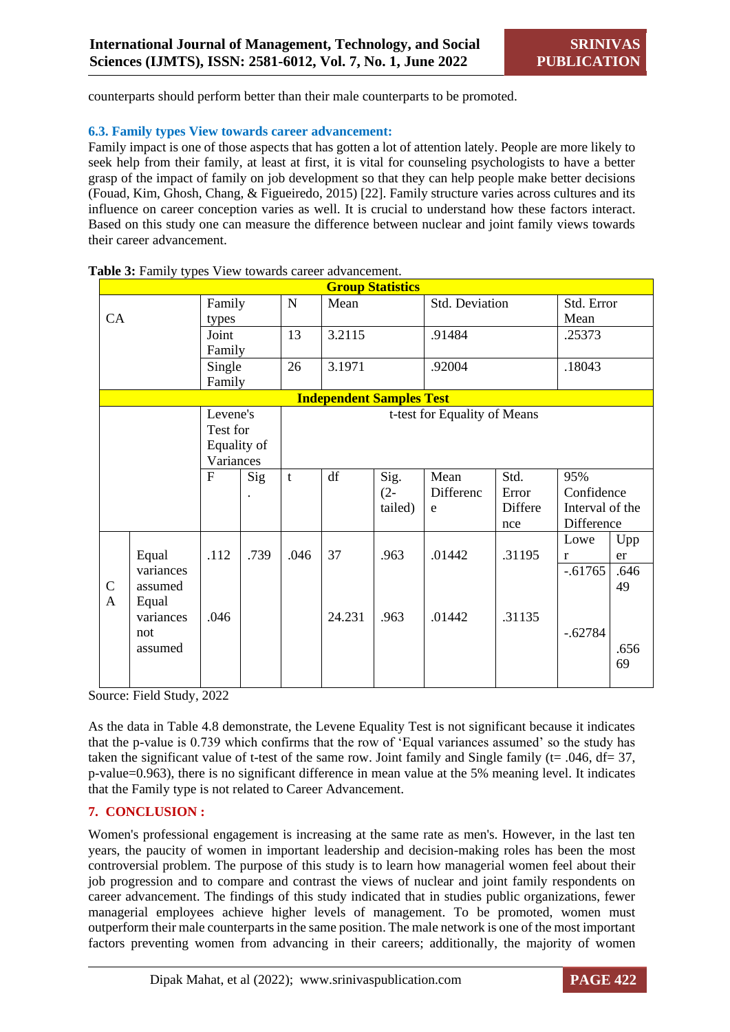counterparts should perform better than their male counterparts to be promoted.

### 6.3. Family types View towards career advancement:

Family impact is one of those aspects that has gotten a lot of attention lately. People are more likely to seek help from their family, at least at first, it is vital for counseling psychologists to have a better grasp of the impact of family on job development so that they can help people make better decisions (Fouad, Kim, Ghosh, Chang, & Figueiredo, 2015) [22]. Family structure varies across cultures and its influence on career conception varies as well. It is crucial to understand how these factors interact. Based on this study one can measure the difference between nuclear and joint family views towards their career advancement.

**Table 3:** Family types View towards career advancement.

| Group Statistics | | | | | |
|---|---|---|---|---|---|
| | Family types | N | Mean | Std. Deviation | Std. Error Mean |
| CA | Joint Family | 13 | 3.2115 | .91484 | .25373 |
| | Single Family | 26 | 3.1971 | .92004 | .18043 |

| Independent Samples Test | | | | | | | | | | |
|---|---|---|---|---|---|---|---|---|---|---|
| | | Levene's Test for Equality of Variances | | t-test for Equality of Means | | | | | | |
| | | F | Sig. | t | df | Sig. (2-tailed) | Mean Difference | Std. Error Difference | 95% Confidence Interval of the Difference | |
| | | | | | | | | | Lower | Upper |
| CA | Equal variances assumed | .112 | .739 | .046 | 37 | .963 | .01442 | .31195 | -.61765 | .64649 |
| | Equal variances not assumed | .046 | | | 24.231 | .963 | .01442 | .31135 | -.62784 | .65669 |

Source: Field Study, 2022

As the data in Table 4.8 demonstrate, the Levene Equality Test is not significant because it indicates that the p-value is 0.739 which confirms that the row of 'Equal variances assumed' so the study has taken the significant value of t-test of the same row. Joint family and Single family (t= .046, df= 37, p-value=0.963), there is no significant difference in mean value at the 5% meaning level. It indicates that the Family type is not related to Career Advancement.

## 7. CONCLUSION :

Women's professional engagement is increasing at the same rate as men's. However, in the last ten years, the paucity of women in important leadership and decision-making roles has been the most controversial problem. The purpose of this study is to learn how managerial women feel about their job progression and to compare and contrast the views of nuclear and joint family respondents on career advancement. The findings of this study indicated that in studies public organizations, fewer managerial employees achieve higher levels of management. To be promoted, women must outperform their male counterparts in the same position. The male network is one of the most important factors preventing women from advancing in their careers; additionally, the majority of women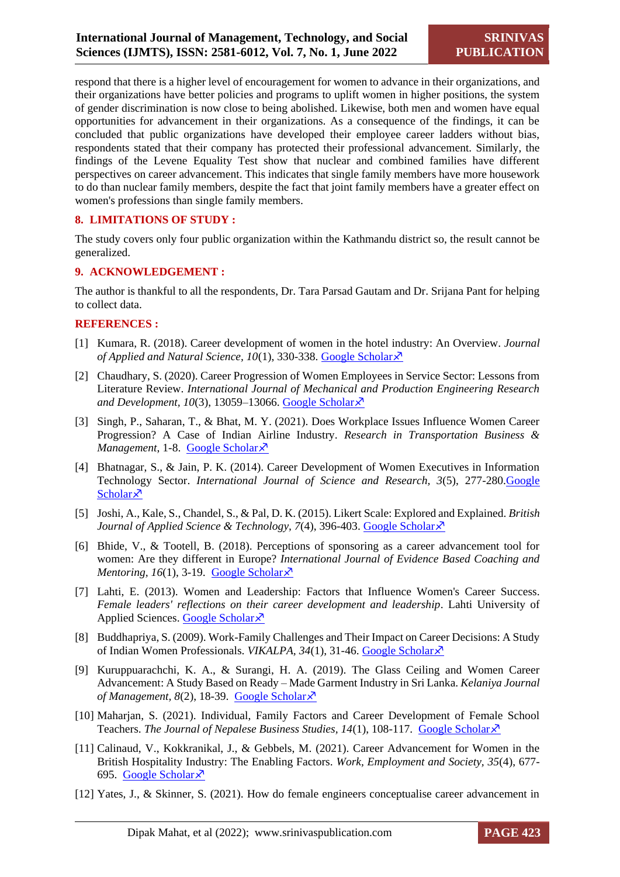respond that there is a higher level of encouragement for women to advance in their organizations, and their organizations have better policies and programs to uplift women in higher positions, the system of gender discrimination is now close to being abolished. Likewise, both men and women have equal opportunities for advancement in their organizations. As a consequence of the findings, it can be concluded that public organizations have developed their employee career ladders without bias, respondents stated that their company has protected their professional advancement. Similarly, the findings of the Levene Equality Test show that nuclear and combined families have different perspectives on career advancement. This indicates that single family members have more housework to do than nuclear family members, despite the fact that joint family members have a greater effect on women's professions than single family members.

## 8. LIMITATIONS OF STUDY :

The study covers only four public organization within the Kathmandu district so, the result cannot be generalized.

## 9. ACKNOWLEDGEMENT :

The author is thankful to all the respondents, Dr. Tara Parsad Gautam and Dr. Srijana Pant for helping to collect data.

## REFERENCES :

[1] Kumara, R. (2018). Career development of women in the hotel industry: An Overview. *Journal of Applied and Natural Science, 10*(1), 330-338. Google Scholar↗

[2] Chaudhary, S. (2020). Career Progression of Women Employees in Service Sector: Lessons from Literature Review. *International Journal of Mechanical and Production Engineering Research and Development, 10*(3), 13059–13066. Google Scholar↗

[3] Singh, P., Saharan, T., & Bhat, M. Y. (2021). Does Workplace Issues Influence Women Career Progression? A Case of Indian Airline Industry. *Research in Transportation Business & Management*, 1-8. Google Scholar↗

[4] Bhatnagar, S., & Jain, P. K. (2014). Career Development of Women Executives in Information Technology Sector. *International Journal of Science and Research, 3*(5), 277-280. Google Scholar↗

[5] Joshi, A., Kale, S., Chandel, S., & Pal, D. K. (2015). Likert Scale: Explored and Explained. *British Journal of Applied Science & Technology, 7*(4), 396-403. Google Scholar↗

[6] Bhide, V., & Tootell, B. (2018). Perceptions of sponsoring as a career advancement tool for women: Are they different in Europe? *International Journal of Evidence Based Coaching and Mentoring, 16*(1), 3-19. Google Scholar↗

[7] Lahti, E. (2013). Women and Leadership: Factors that Influence Women's Career Success. *Female leaders' reflections on their career development and leadership*. Lahti University of Applied Sciences. Google Scholar↗

[8] Buddhapriya, S. (2009). Work-Family Challenges and Their Impact on Career Decisions: A Study of Indian Women Professionals. *VIKALPA, 34*(1), 31-46. Google Scholar↗

[9] Kuruppuarachchi, K. A., & Surangi, H. A. (2019). The Glass Ceiling and Women Career Advancement: A Study Based on Ready – Made Garment Industry in Sri Lanka. *Kelaniya Journal of Management, 8*(2), 18-39. Google Scholar↗

[10] Maharjan, S. (2021). Individual, Family Factors and Career Development of Female School Teachers. *The Journal of Nepalese Business Studies, 14*(1), 108-117. Google Scholar↗

[11] Calinaud, V., Kokkranikal, J., & Gebbels, M. (2021). Career Advancement for Women in the British Hospitality Industry: The Enabling Factors. *Work, Employment and Society, 35*(4), 677-695. Google Scholar↗

[12] Yates, J., & Skinner, S. (2021). How do female engineers conceptualise career advancement in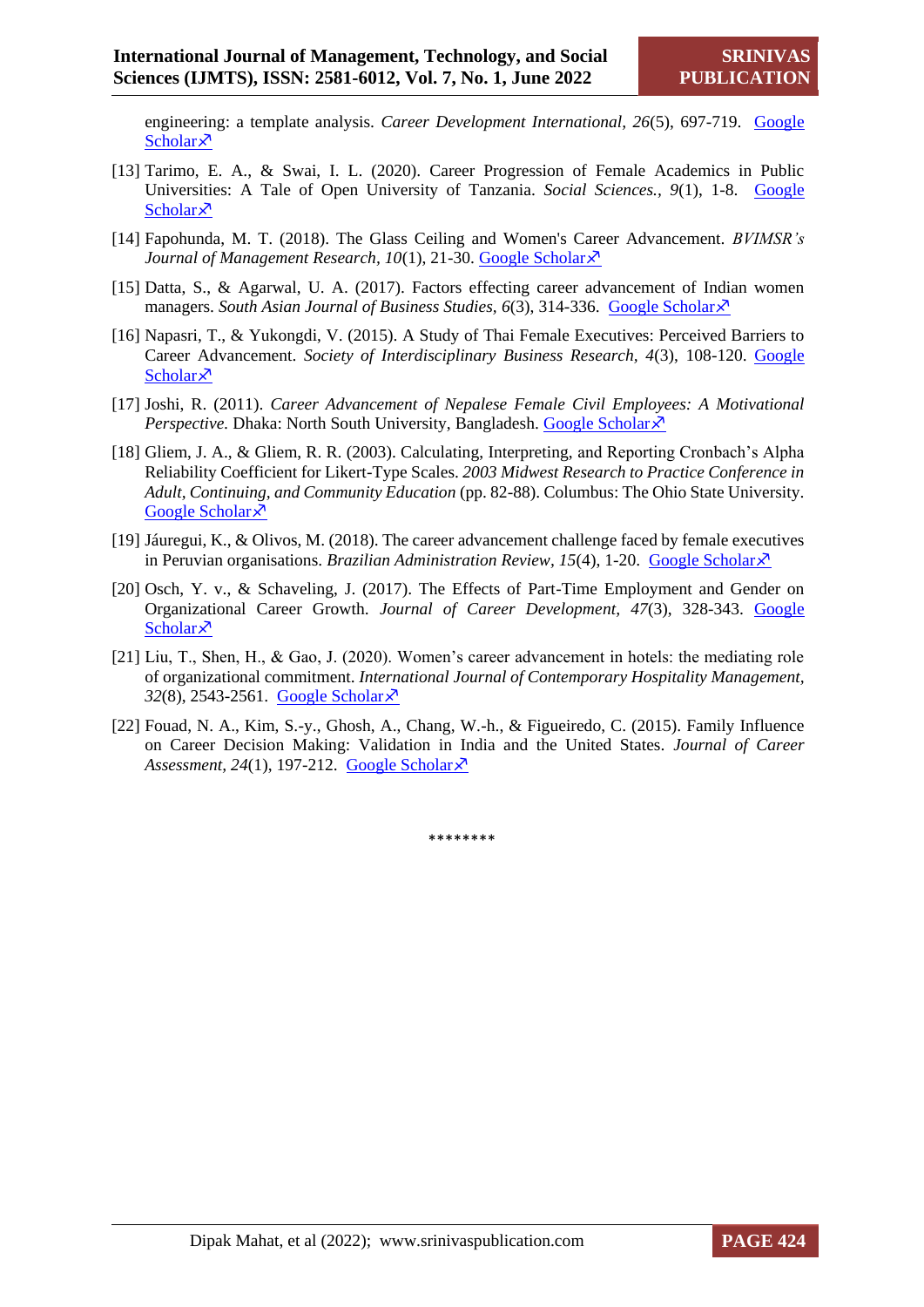engineering: a template analysis. *Career Development International, 26*(5), 697-719. Google Scholar↗

[13] Tarimo, E. A., & Swai, I. L. (2020). Career Progression of Female Academics in Public Universities: A Tale of Open University of Tanzania. *Social Sciences., 9*(1), 1-8. Google Scholar↗

[14] Fapohunda, M. T. (2018). The Glass Ceiling and Women's Career Advancement. *BVIMSR's Journal of Management Research, 10*(1), 21-30. Google Scholar↗

[15] Datta, S., & Agarwal, U. A. (2017). Factors effecting career advancement of Indian women managers. *South Asian Journal of Business Studies, 6*(3), 314-336. Google Scholar↗

[16] Napasri, T., & Yukongdi, V. (2015). A Study of Thai Female Executives: Perceived Barriers to Career Advancement. *Society of Interdisciplinary Business Research, 4*(3), 108-120. Google Scholar↗

[17] Joshi, R. (2011). *Career Advancement of Nepalese Female Civil Employees: A Motivational Perspective.* Dhaka: North South University, Bangladesh. Google Scholar↗

[18] Gliem, J. A., & Gliem, R. R. (2003). Calculating, Interpreting, and Reporting Cronbach's Alpha Reliability Coefficient for Likert-Type Scales. *2003 Midwest Research to Practice Conference in Adult, Continuing, and Community Education* (pp. 82-88). Columbus: The Ohio State University. Google Scholar↗

[19] Jáuregui, K., & Olivos, M. (2018). The career advancement challenge faced by female executives in Peruvian organisations. *Brazilian Administration Review, 15*(4), 1-20. Google Scholar↗

[20] Osch, Y. v., & Schaveling, J. (2017). The Effects of Part-Time Employment and Gender on Organizational Career Growth. *Journal of Career Development, 47*(3), 328-343. Google Scholar↗

[21] Liu, T., Shen, H., & Gao, J. (2020). Women's career advancement in hotels: the mediating role of organizational commitment. *International Journal of Contemporary Hospitality Management, 32*(8), 2543-2561. Google Scholar↗

[22] Fouad, N. A., Kim, S.-y., Ghosh, A., Chang, W.-h., & Figueiredo, C. (2015). Family Influence on Career Decision Making: Validation in India and the United States. *Journal of Career Assessment, 24*(1), 197-212. Google Scholar↗

********